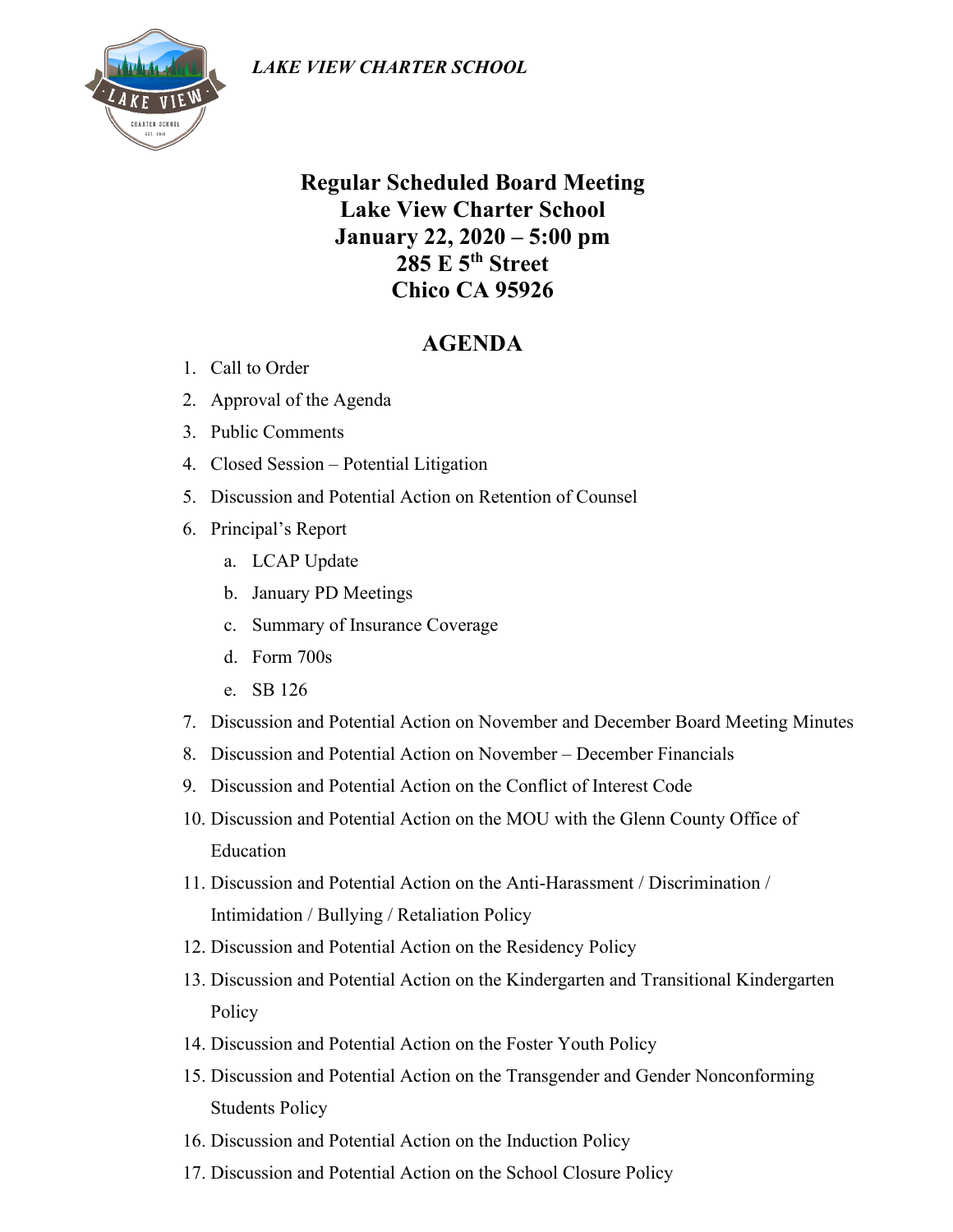*LAKE VIEW CHARTER SCHOOL*

# Regular Scheduled Board Meeting
# Lake View Charter School
# January 22, 2020 – 5:00 pm
# 285 E 5th Street
# Chico CA 95926

## AGENDA

1. Call to Order
2. Approval of the Agenda
3. Public Comments
4. Closed Session – Potential Litigation
5. Discussion and Potential Action on Retention of Counsel
6. Principal's Report
   a. LCAP Update
   b. January PD Meetings
   c. Summary of Insurance Coverage
   d. Form 700s
   e. SB 126
7. Discussion and Potential Action on November and December Board Meeting Minutes
8. Discussion and Potential Action on November – December Financials
9. Discussion and Potential Action on the Conflict of Interest Code
10. Discussion and Potential Action on the MOU with the Glenn County Office of Education
11. Discussion and Potential Action on the Anti-Harassment / Discrimination / Intimidation / Bullying / Retaliation Policy
12. Discussion and Potential Action on the Residency Policy
13. Discussion and Potential Action on the Kindergarten and Transitional Kindergarten Policy
14. Discussion and Potential Action on the Foster Youth Policy
15. Discussion and Potential Action on the Transgender and Gender Nonconforming Students Policy
16. Discussion and Potential Action on the Induction Policy
17. Discussion and Potential Action on the School Closure Policy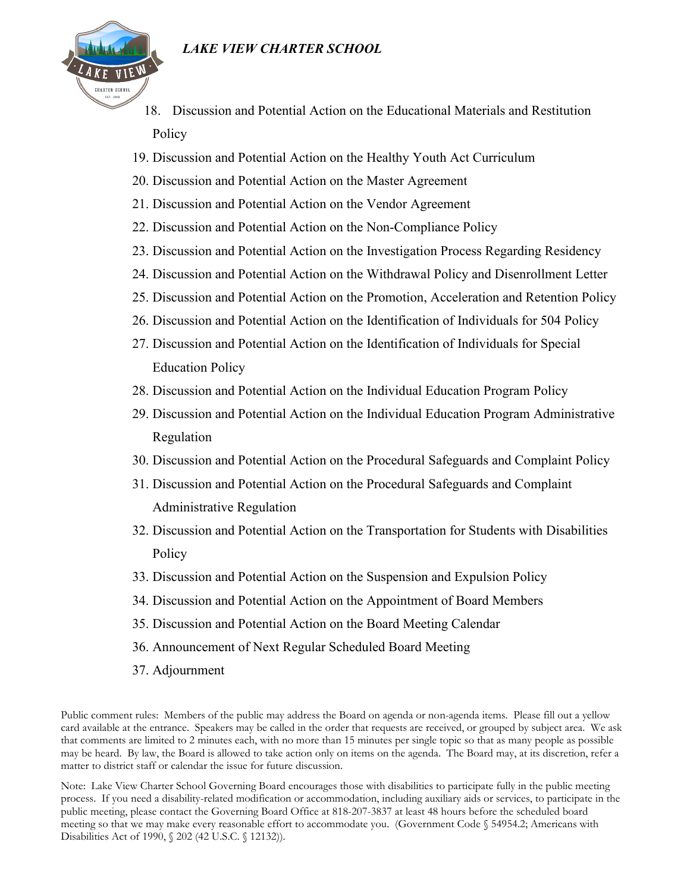18. Discussion and Potential Action on the Educational Materials and Restitution Policy
19. Discussion and Potential Action on the Healthy Youth Act Curriculum
20. Discussion and Potential Action on the Master Agreement
21. Discussion and Potential Action on the Vendor Agreement
22. Discussion and Potential Action on the Non-Compliance Policy
23. Discussion and Potential Action on the Investigation Process Regarding Residency
24. Discussion and Potential Action on the Withdrawal Policy and Disenrollment Letter
25. Discussion and Potential Action on the Promotion, Acceleration and Retention Policy
26. Discussion and Potential Action on the Identification of Individuals for 504 Policy
27. Discussion and Potential Action on the Identification of Individuals for Special Education Policy
28. Discussion and Potential Action on the Individual Education Program Policy
29. Discussion and Potential Action on the Individual Education Program Administrative Regulation
30. Discussion and Potential Action on the Procedural Safeguards and Complaint Policy
31. Discussion and Potential Action on the Procedural Safeguards and Complaint Administrative Regulation
32. Discussion and Potential Action on the Transportation for Students with Disabilities Policy
33. Discussion and Potential Action on the Suspension and Expulsion Policy
34. Discussion and Potential Action on the Appointment of Board Members
35. Discussion and Potential Action on the Board Meeting Calendar
36. Announcement of Next Regular Scheduled Board Meeting
37. Adjournment

Public comment rules: Members of the public may address the Board on agenda or non-agenda items. Please fill out a yellow card available at the entrance. Speakers may be called in the order that requests are received, or grouped by subject area. We ask that comments are limited to 2 minutes each, with no more than 15 minutes per single topic so that as many people as possible may be heard. By law, the Board is allowed to take action only on items on the agenda. The Board may, at its discretion, refer a matter to district staff or calendar the issue for future discussion.

Note: Lake View Charter School Governing Board encourages those with disabilities to participate fully in the public meeting process. If you need a disability-related modification or accommodation, including auxiliary aids or services, to participate in the public meeting, please contact the Governing Board Office at 818-207-3837 at least 48 hours before the scheduled board meeting so that we may make every reasonable effort to accommodate you. (Government Code § 54954.2; Americans with Disabilities Act of 1990, § 202 (42 U.S.C. § 12132)).